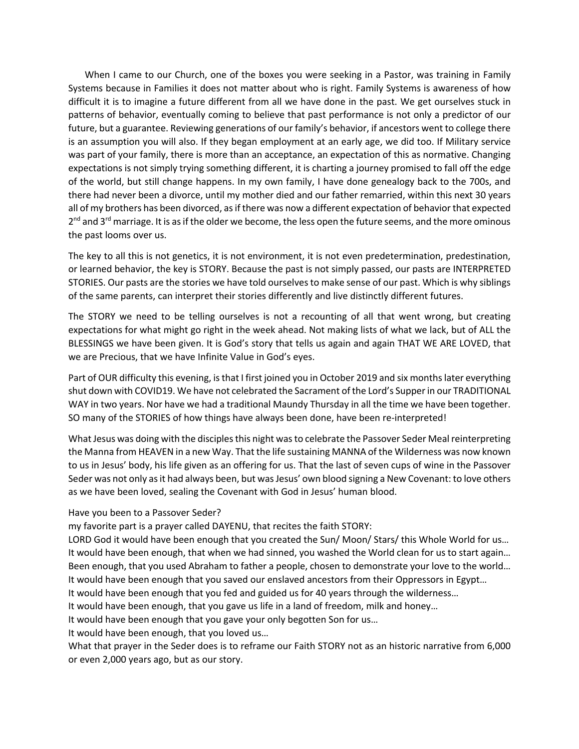When I came to our Church, one of the boxes you were seeking in a Pastor, was training in Family Systems because in Families it does not matter about who is right. Family Systems is awareness of how difficult it is to imagine a future different from all we have done in the past. We get ourselves stuck in patterns of behavior, eventually coming to believe that past performance is not only a predictor of our future, but a guarantee. Reviewing generations of our family's behavior, if ancestors went to college there is an assumption you will also. If they began employment at an early age, we did too. If Military service was part of your family, there is more than an acceptance, an expectation of this as normative. Changing expectations is not simply trying something different, it is charting a journey promised to fall off the edge of the world, but still change happens. In my own family, I have done genealogy back to the 700s, and there had never been a divorce, until my mother died and our father remarried, within this next 30 years all of my brothers has been divorced, as if there was now a different expectation of behavior that expected 2nd and 3rd marriage. It is as if the older we become, the less open the future seems, and the more ominous the past looms over us.

The key to all this is not genetics, it is not environment, it is not even predetermination, predestination, or learned behavior, the key is STORY. Because the past is not simply passed, our pasts are INTERPRETED STORIES. Our pasts are the stories we have told ourselves to make sense of our past. Which is why siblings of the same parents, can interpret their stories differently and live distinctly different futures.

The STORY we need to be telling ourselves is not a recounting of all that went wrong, but creating expectations for what might go right in the week ahead. Not making lists of what we lack, but of ALL the BLESSINGS we have been given. It is God's story that tells us again and again THAT WE ARE LOVED, that we are Precious, that we have Infinite Value in God's eyes.

Part of OUR difficulty this evening, is that I first joined you in October 2019 and six months later everything shut down with COVID19. We have not celebrated the Sacrament of the Lord's Supper in our TRADITIONAL WAY in two years. Nor have we had a traditional Maundy Thursday in all the time we have been together. SO many of the STORIES of how things have always been done, have been re-interpreted!

What Jesus was doing with the disciples this night was to celebrate the Passover Seder Meal reinterpreting the Manna from HEAVEN in a new Way. That the life sustaining MANNA of the Wilderness was now known to us in Jesus' body, his life given as an offering for us. That the last of seven cups of wine in the Passover Seder was not only as it had always been, but was Jesus' own blood signing a New Covenant: to love others as we have been loved, sealing the Covenant with God in Jesus' human blood.

Have you been to a Passover Seder?
my favorite part is a prayer called DAYENU, that recites the faith STORY:
LORD God it would have been enough that you created the Sun/ Moon/ Stars/ this Whole World for us…
It would have been enough, that when we had sinned, you washed the World clean for us to start again…
Been enough, that you used Abraham to father a people, chosen to demonstrate your love to the world…
It would have been enough that you saved our enslaved ancestors from their Oppressors in Egypt…
It would have been enough that you fed and guided us for 40 years through the wilderness…
It would have been enough, that you gave us life in a land of freedom, milk and honey…
It would have been enough that you gave your only begotten Son for us…
It would have been enough, that you loved us…
What that prayer in the Seder does is to reframe our Faith STORY not as an historic narrative from 6,000 or even 2,000 years ago, but as our story.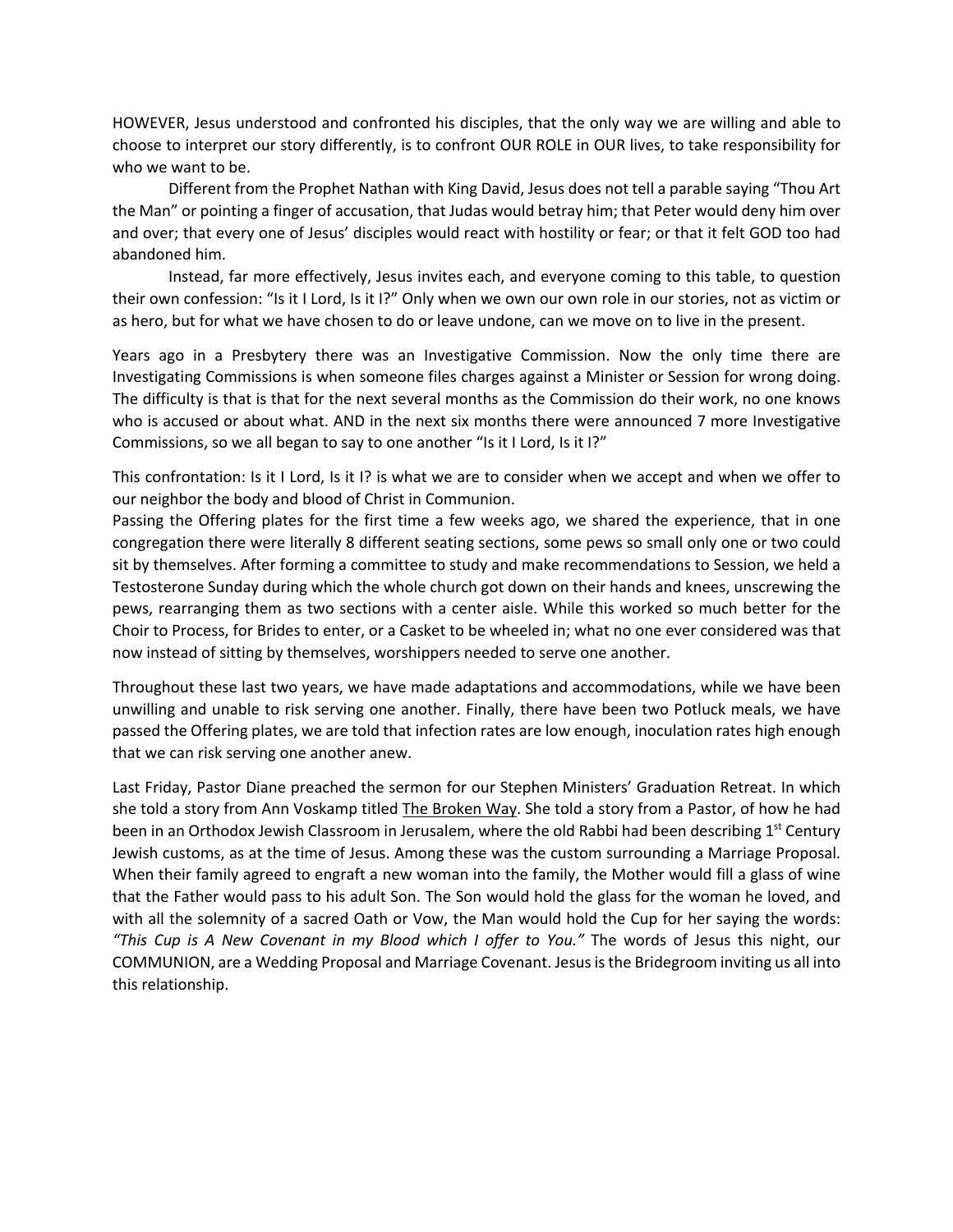HOWEVER, Jesus understood and confronted his disciples, that the only way we are willing and able to choose to interpret our story differently, is to confront OUR ROLE in OUR lives, to take responsibility for who we want to be.

Different from the Prophet Nathan with King David, Jesus does not tell a parable saying "Thou Art the Man" or pointing a finger of accusation, that Judas would betray him; that Peter would deny him over and over; that every one of Jesus' disciples would react with hostility or fear; or that it felt GOD too had abandoned him.

Instead, far more effectively, Jesus invites each, and everyone coming to this table, to question their own confession: "Is it I Lord, Is it I?" Only when we own our own role in our stories, not as victim or as hero, but for what we have chosen to do or leave undone, can we move on to live in the present.

Years ago in a Presbytery there was an Investigative Commission. Now the only time there are Investigating Commissions is when someone files charges against a Minister or Session for wrong doing. The difficulty is that is that for the next several months as the Commission do their work, no one knows who is accused or about what. AND in the next six months there were announced 7 more Investigative Commissions, so we all began to say to one another "Is it I Lord, Is it I?"

This confrontation: Is it I Lord, Is it I? is what we are to consider when we accept and when we offer to our neighbor the body and blood of Christ in Communion.

Passing the Offering plates for the first time a few weeks ago, we shared the experience, that in one congregation there were literally 8 different seating sections, some pews so small only one or two could sit by themselves. After forming a committee to study and make recommendations to Session, we held a Testosterone Sunday during which the whole church got down on their hands and knees, unscrewing the pews, rearranging them as two sections with a center aisle. While this worked so much better for the Choir to Process, for Brides to enter, or a Casket to be wheeled in; what no one ever considered was that now instead of sitting by themselves, worshippers needed to serve one another.

Throughout these last two years, we have made adaptations and accommodations, while we have been unwilling and unable to risk serving one another. Finally, there have been two Potluck meals, we have passed the Offering plates, we are told that infection rates are low enough, inoculation rates high enough that we can risk serving one another anew.

Last Friday, Pastor Diane preached the sermon for our Stephen Ministers' Graduation Retreat. In which she told a story from Ann Voskamp titled <u>The Broken Way</u>. She told a story from a Pastor, of how he had been in an Orthodox Jewish Classroom in Jerusalem, where the old Rabbi had been describing 1st Century Jewish customs, as at the time of Jesus. Among these was the custom surrounding a Marriage Proposal. When their family agreed to engraft a new woman into the family, the Mother would fill a glass of wine that the Father would pass to his adult Son. The Son would hold the glass for the woman he loved, and with all the solemnity of a sacred Oath or Vow, the Man would hold the Cup for her saying the words: *"This Cup is A New Covenant in my Blood which I offer to You."* The words of Jesus this night, our COMMUNION, are a Wedding Proposal and Marriage Covenant. Jesus is the Bridegroom inviting us all into this relationship.